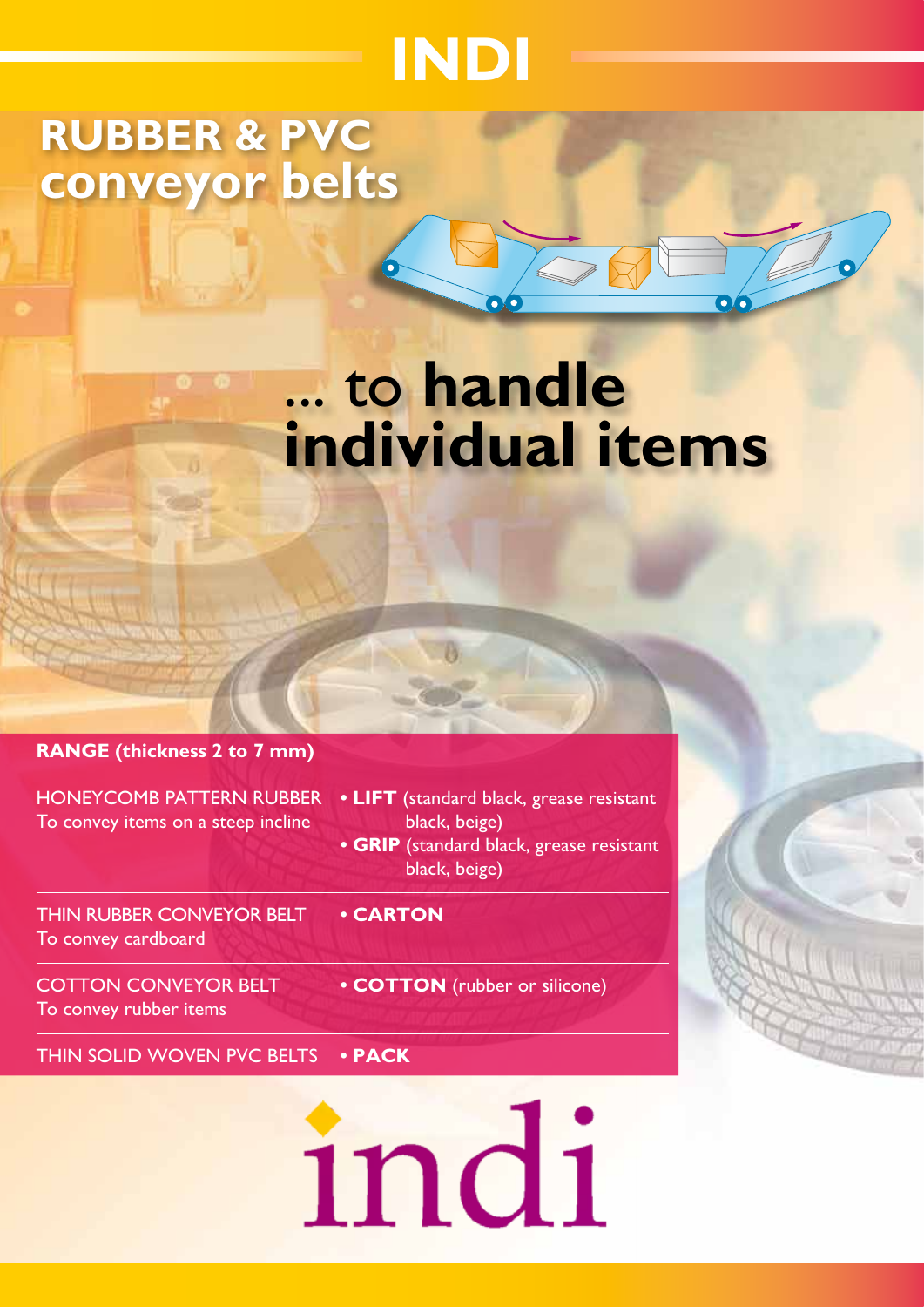# INDI

## RUBBER & PVC conveyor belts

## ... to handle individual items

**RANGE (thickness 2 to 7 mm)**

| | |
|---|---|
| HONEYCOMB PATTERN RUBBER<br>To convey items on a steep incline | • **LIFT** (standard black, grease resistant black, beige)<br>• **GRIP** (standard black, grease resistant black, beige) |
| THIN RUBBER CONVEYOR BELT<br>To convey cardboard | • **CARTON** |
| COTTON CONVEYOR BELT<br>To convey rubber items | • **COTTON** (rubber or silicone) |
| THIN SOLID WOVEN PVC BELTS | • **PACK** |

indi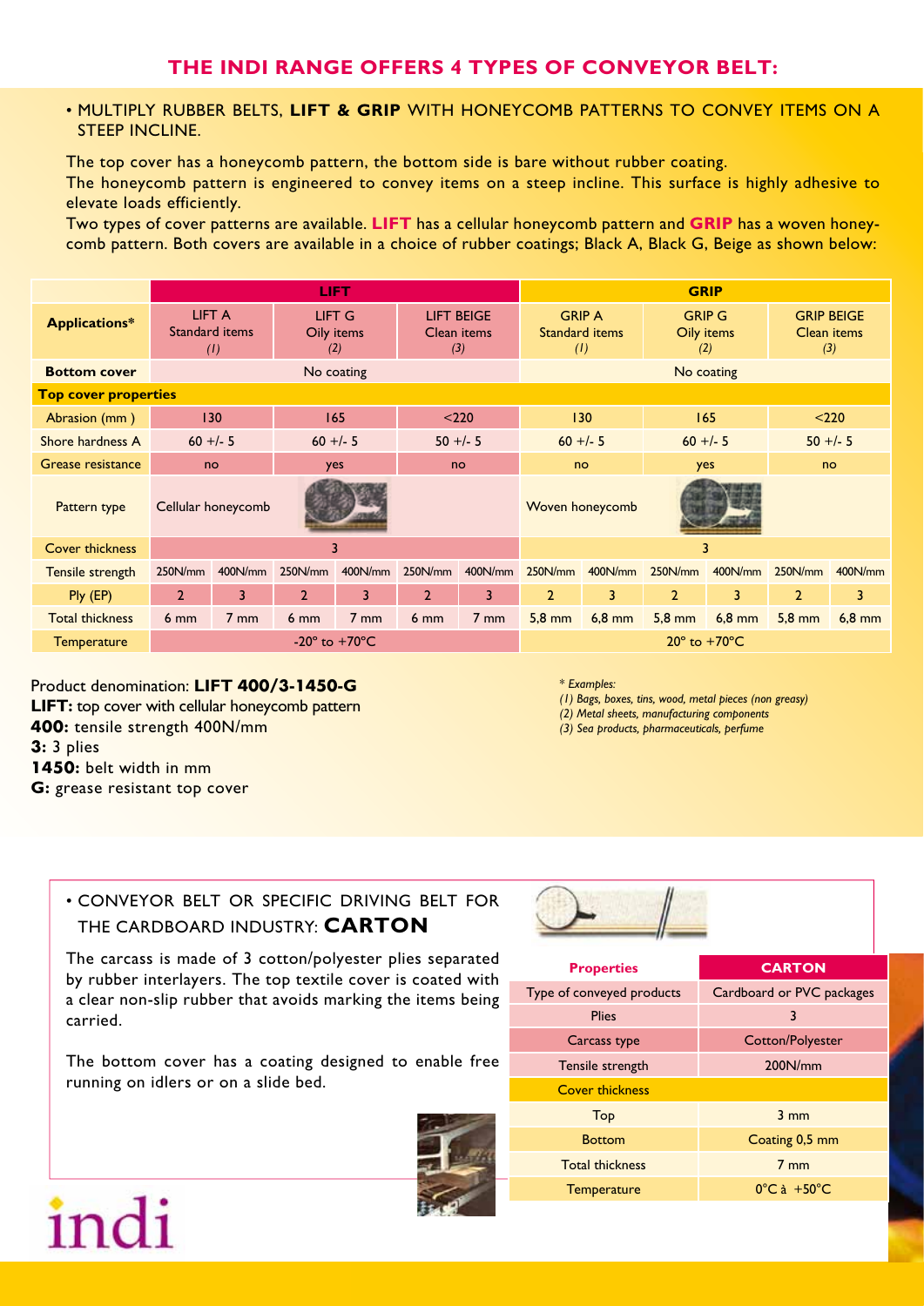## THE INDI RANGE OFFERS 4 TYPES OF CONVEYOR BELT:

• MULTIPLY RUBBER BELTS, **LIFT & GRIP** WITH HONEYCOMB PATTERNS TO CONVEY ITEMS ON A STEEP INCLINE.

The top cover has a honeycomb pattern, the bottom side is bare without rubber coating.
The honeycomb pattern is engineered to convey items on a steep incline. This surface is highly adhesive to elevate loads efficiently.
Two types of cover patterns are available. **LIFT** has a cellular honeycomb pattern and **GRIP** has a woven honeycomb pattern. Both covers are available in a choice of rubber coatings; Black A, Black G, Beige as shown below:

| | LIFT | | | | | | GRIP | | | | | |
|---|---|---|---|---|---|---|---|---|---|---|---|---|
| **Applications*** | LIFT A Standard items (1) | | LIFT G Oily items (2) | | LIFT BEIGE Clean items (3) | | GRIP A Standard items (1) | | GRIP G Oily items (2) | | GRIP BEIGE Clean items (3) | |
| **Bottom cover** | No coating | | | | | | No coating | | | | | |
| **Top cover properties** | | | | | | | | | | | | |
| Abrasion (mm) | 130 | | 165 | | <220 | | 130 | | 165 | | <220 | |
| Shore hardness A | 60 +/- 5 | | 60 +/- 5 | | 50 +/- 5 | | 60 +/- 5 | | 60 +/- 5 | | 50 +/- 5 | |
| Grease resistance | no | | yes | | no | | no | | yes | | no | |
| Pattern type | Cellular honeycomb | | | | | | Woven honeycomb | | | | | |
| Cover thickness | 3 | | | | | | 3 | | | | | |
| Tensile strength | 250N/mm | 400N/mm | 250N/mm | 400N/mm | 250N/mm | 400N/mm | 250N/mm | 400N/mm | 250N/mm | 400N/mm | 250N/mm | 400N/mm |
| Ply (EP) | 2 | 3 | 2 | 3 | 2 | 3 | 2 | 3 | 2 | 3 | 2 | 3 |
| Total thickness | 6 mm | 7 mm | 6 mm | 7 mm | 6 mm | 7 mm | 5,8 mm | 6,8 mm | 5,8 mm | 6,8 mm | 5,8 mm | 6,8 mm |
| Temperature | -20° to +70°C | | | | | | 20° to +70°C | | | | | |

Product denomination: **LIFT 400/3-1450-G**
**LIFT:** top cover with cellular honeycomb pattern
**400:** tensile strength 400N/mm
**3:** 3 plies
**1450:** belt width in mm
**G:** grease resistant top cover

*\* Examples:*
*(1) Bags, boxes, tins, wood, metal pieces (non greasy)*
*(2) Metal sheets, manufacturing components*
*(3) Sea products, pharmaceuticals, perfume*

• CONVEYOR BELT OR SPECIFIC DRIVING BELT FOR THE CARDBOARD INDUSTRY: **CARTON**

The carcass is made of 3 cotton/polyester plies separated by rubber interlayers. The top textile cover is coated with a clear non-slip rubber that avoids marking the items being carried.

The bottom cover has a coating designed to enable free running on idlers or on a slide bed.

| Properties | CARTON |
|---|---|
| Type of conveyed products | Cardboard or PVC packages |
| Plies | 3 |
| Carcass type | Cotton/Polyester |
| Tensile strength | 200N/mm |
| Cover thickness | |
| Top | 3 mm |
| Bottom | Coating 0,5 mm |
| Total thickness | 7 mm |
| Temperature | 0°C à +50°C |

indi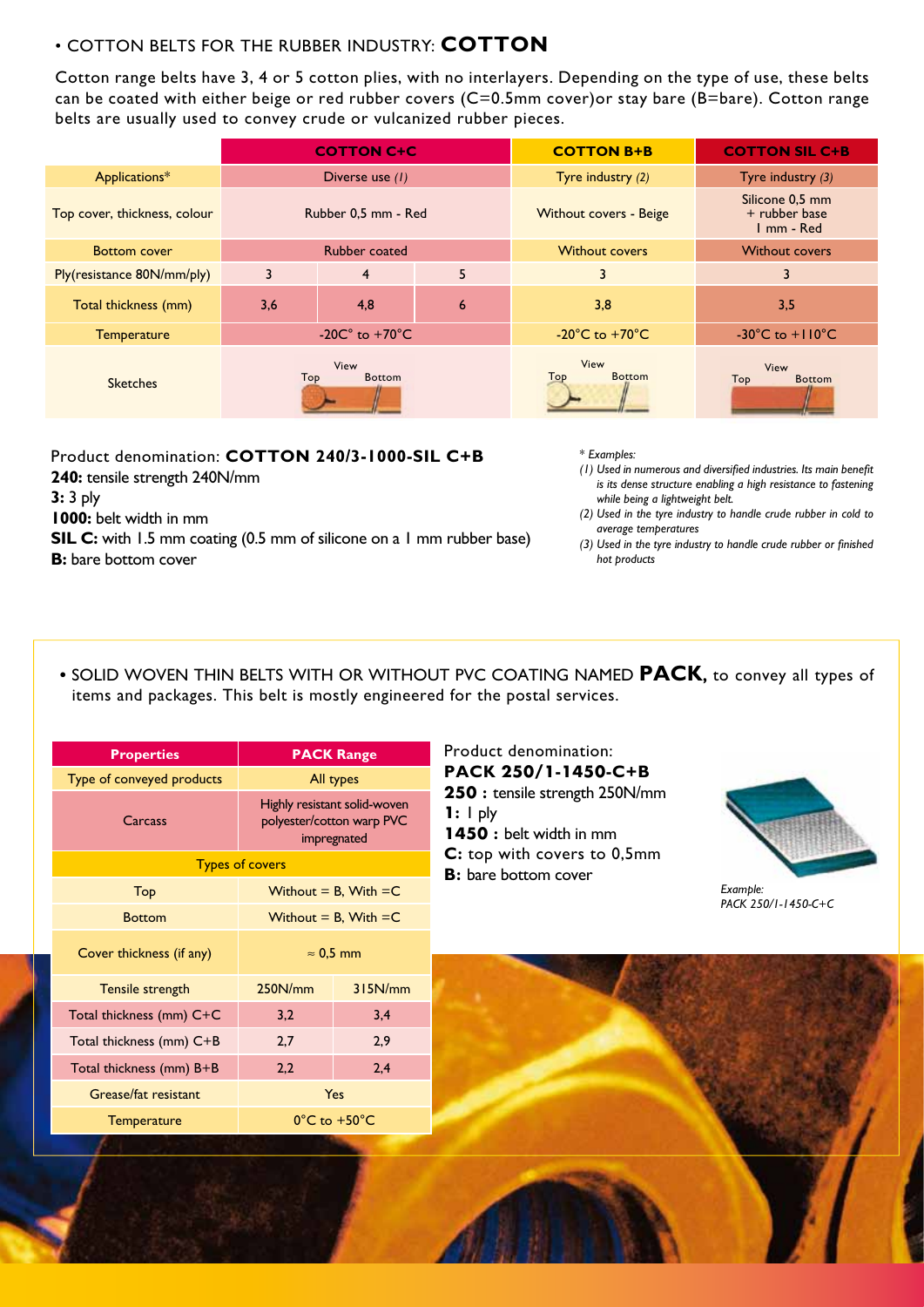• COTTON BELTS FOR THE RUBBER INDUSTRY: **COTTON**

Cotton range belts have 3, 4 or 5 cotton plies, with no interlayers. Depending on the type of use, these belts can be coated with either beige or red rubber covers (C=0.5mm cover)or stay bare (B=bare). Cotton range belts are usually used to convey crude or vulcanized rubber pieces.

| | COTTON C+C | | | COTTON B+B | COTTON SIL C+B |
|---|---|---|---|---|---|
| Applications* | Diverse use *(1)* | | | Tyre industry *(2)* | Tyre industry *(3)* |
| Top cover, thickness, colour | Rubber 0,5 mm - Red | | | Without covers - Beige | Silicone 0,5 mm + rubber base 1 mm - Red |
| Bottom cover | Rubber coated | | | Without covers | Without covers |
| Ply(resistance 80N/mm/ply) | 3 | 4 | 5 | 3 | 3 |
| Total thickness (mm) | 3,6 | 4,8 | 6 | 3,8 | 3,5 |
| Temperature | -20C° to +70°C | | | -20°C to +70°C | -30°C to +110°C |
| Sketches | View Top Bottom | | | View Top Bottom | View Top Bottom |

Product denomination: **COTTON 240/3-1000-SIL C+B**

**240:** tensile strength 240N/mm

**3:** 3 ply

**1000:** belt width in mm

**SIL C:** with 1.5 mm coating (0.5 mm of silicone on a 1 mm rubber base)

**B:** bare bottom cover

*\* Examples:*

*(1) Used in numerous and diversified industries. Its main benefit is its dense structure enabling a high resistance to fastening while being a lightweight belt.*

*(2) Used in the tyre industry to handle crude rubber in cold to average temperatures*

*(3) Used in the tyre industry to handle crude rubber or finished hot products*

• SOLID WOVEN THIN BELTS WITH OR WITHOUT PVC COATING NAMED **PACK**, to convey all types of items and packages. This belt is mostly engineered for the postal services.

| Properties | PACK Range | |
|---|---|---|
| Type of conveyed products | All types | |
| Carcass | Highly resistant solid-woven polyester/cotton warp PVC impregnated | |
| Types of covers | | |
| Top | Without = B, With =C | |
| Bottom | Without = B, With =C | |
| Cover thickness (if any) | ≈ 0,5 mm | |
| Tensile strength | 250N/mm | 315N/mm |
| Total thickness (mm) C+C | 3,2 | 3,4 |
| Total thickness (mm) C+B | 2,7 | 2,9 |
| Total thickness (mm) B+B | 2,2 | 2,4 |
| Grease/fat resistant | Yes | |
| Temperature | 0°C to +50°C | |

Product denomination:

**PACK 250/1-1450-C+B**

**250 :** tensile strength 250N/mm

**1:** 1 ply

**1450 :** belt width in mm

**C:** top with covers to 0,5mm

**B:** bare bottom cover

*Example:*
*PACK 250/1-1450-C+C*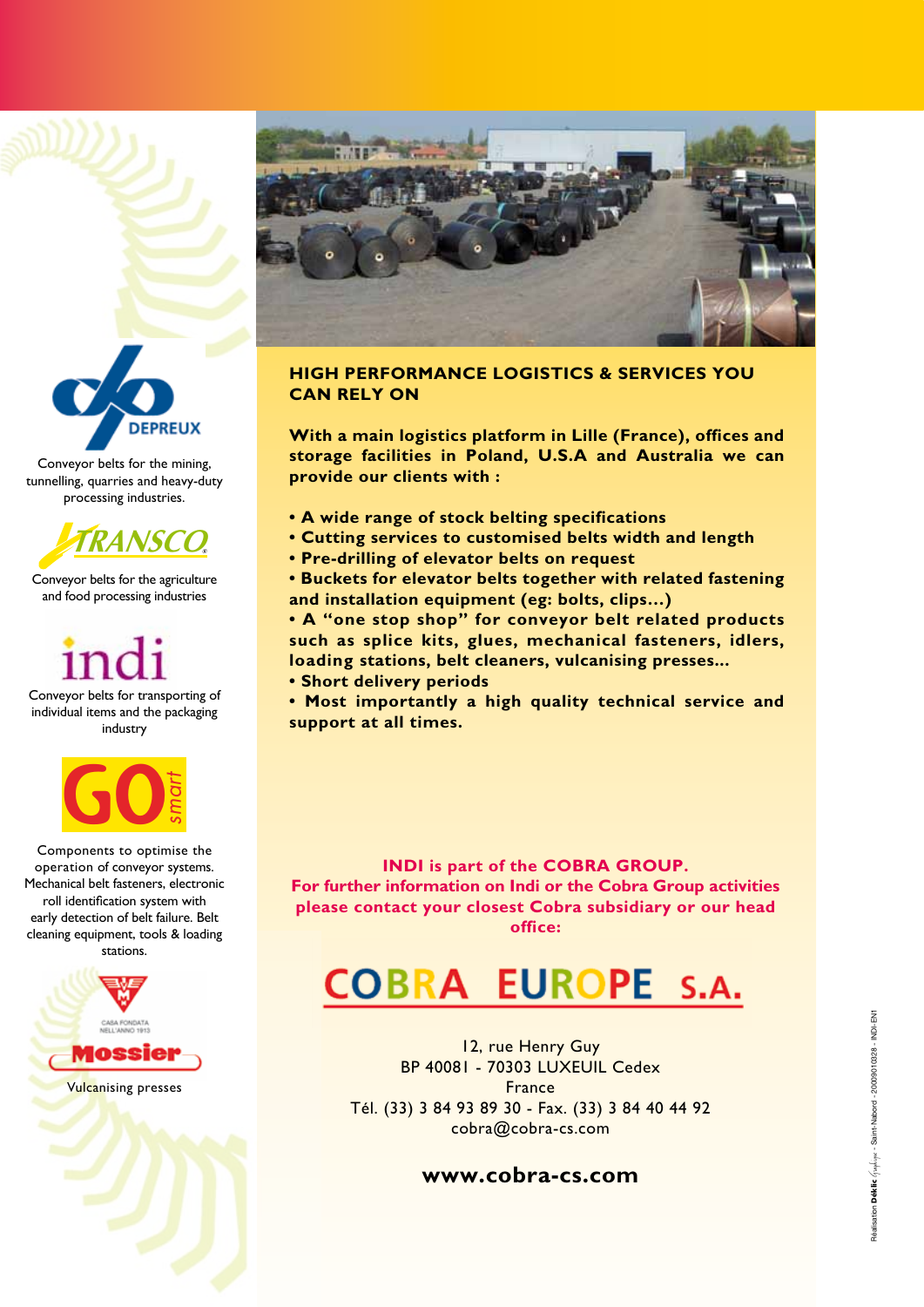DEPREUX

Conveyor belts for the mining, tunnelling, quarries and heavy-duty processing industries.

TRANSCO

Conveyor belts for the agriculture and food processing industries

indi

Conveyor belts for transporting of individual items and the packaging industry

GO smart

Components to optimise the operation of conveyor systems. Mechanical belt fasteners, electronic roll identification system with early detection of belt failure. Belt cleaning equipment, tools & loading stations.

CASA FONDATA NELL'ANNO 1913

Mossier

Vulcanising presses

## HIGH PERFORMANCE LOGISTICS & SERVICES YOU CAN RELY ON

**With a main logistics platform in Lille (France), offices and storage facilities in Poland, U.S.A and Australia we can provide our clients with :**

- **A wide range of stock belting specifications**
- **Cutting services to customised belts width and length**
- **Pre-drilling of elevator belts on request**
- **Buckets for elevator belts together with related fastening and installation equipment (eg: bolts, clips…)**
- **A “one stop shop” for conveyor belt related products such as splice kits, glues, mechanical fasteners, idlers, loading stations, belt cleaners, vulcanising presses…**
- **Short delivery periods**
- **Most importantly a high quality technical service and support at all times.**

**INDI is part of the COBRA GROUP.**
**For further information on Indi or the Cobra Group activities please contact your closest Cobra subsidiary or our head office:**

# COBRA EUROPE S.A.

12, rue Henry Guy
BP 40081 - 70303 LUXEUIL Cedex
France
Tél. (33) 3 84 93 89 30 - Fax. (33) 3 84 40 44 92
cobra@cobra-cs.com

**www.cobra-cs.com**

Réalisation Déklic Graphique - Saint-Nabord - 20009010328 - INDI-EN1